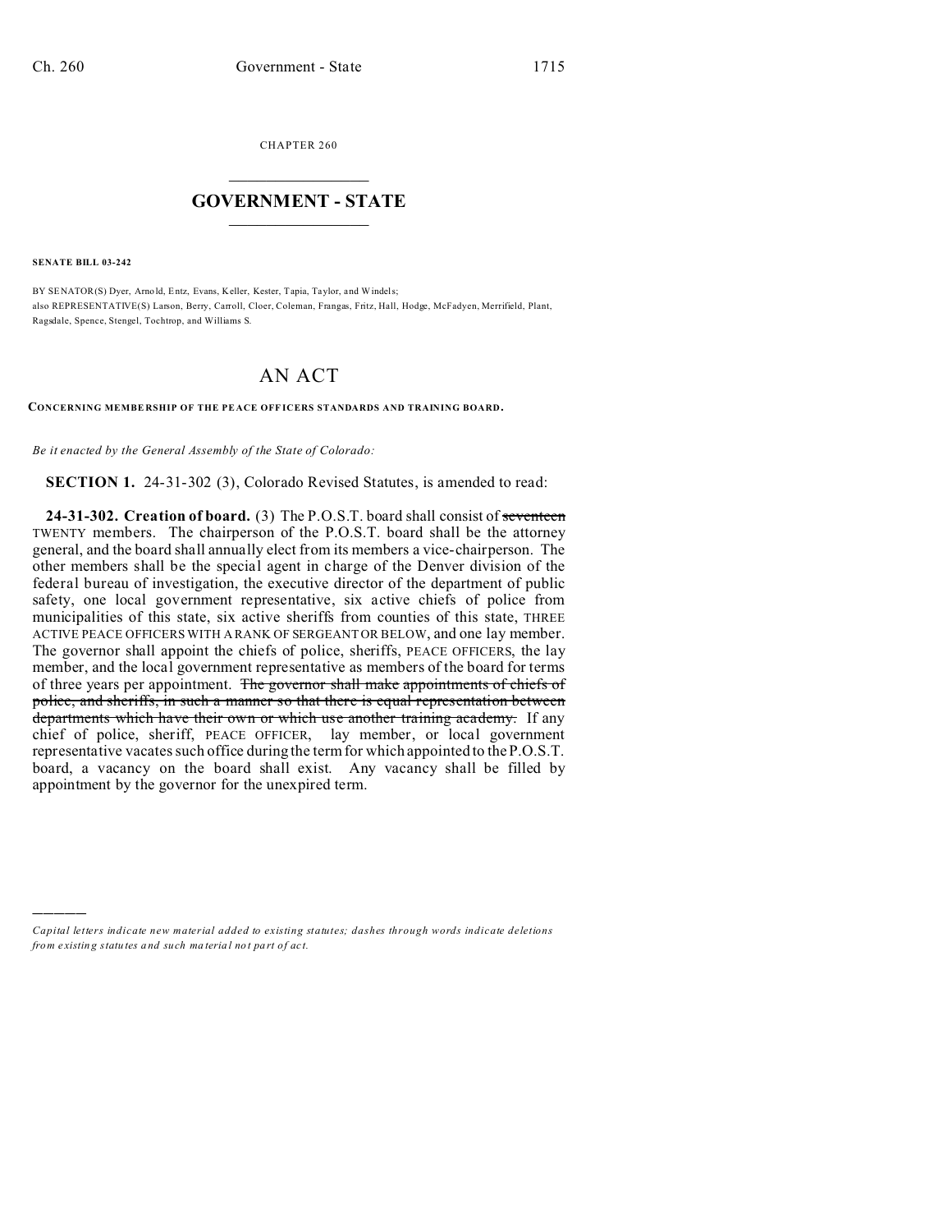CHAPTER 260

# GOVERNMENT - STATE

**SENATE BILL 03-242**

BY SENATOR(S) Dyer, Arnold, Entz, Evans, Keller, Kester, Tapia, Taylor, and Windels;
also REPRESENTATIVE(S) Larson, Berry, Carroll, Cloer, Coleman, Frangas, Fritz, Hall, Hodge, McFadyen, Merrifield, Plant, Ragsdale, Spence, Stengel, Tochtrop, and Williams S.

# AN ACT

**CONCERNING MEMBERSHIP OF THE PEACE OFFICERS STANDARDS AND TRAINING BOARD.**

*Be it enacted by the General Assembly of the State of Colorado:*

**SECTION 1.** 24-31-302 (3), Colorado Revised Statutes, is amended to read:

**24-31-302. Creation of board.** (3) The P.O.S.T. board shall consist of ~~seventeen~~ TWENTY members. The chairperson of the P.O.S.T. board shall be the attorney general, and the board shall annually elect from its members a vice-chairperson. The other members shall be the special agent in charge of the Denver division of the federal bureau of investigation, the executive director of the department of public safety, one local government representative, six active chiefs of police from municipalities of this state, six active sheriffs from counties of this state, THREE ACTIVE PEACE OFFICERS WITH A RANK OF SERGEANT OR BELOW, and one lay member. The governor shall appoint the chiefs of police, sheriffs, PEACE OFFICERS, the lay member, and the local government representative as members of the board for terms of three years per appointment. ~~The governor shall make appointments of chiefs of police, and sheriffs, in such a manner so that there is equal representation between departments which have their own or which use another training academy.~~ If any chief of police, sheriff, PEACE OFFICER, lay member, or local government representative vacates such office during the term for which appointed to the P.O.S.T. board, a vacancy on the board shall exist. Any vacancy shall be filled by appointment by the governor for the unexpired term.

*Capital letters indicate new material added to existing statutes; dashes through words indicate deletions from existing statutes and such material not part of act.*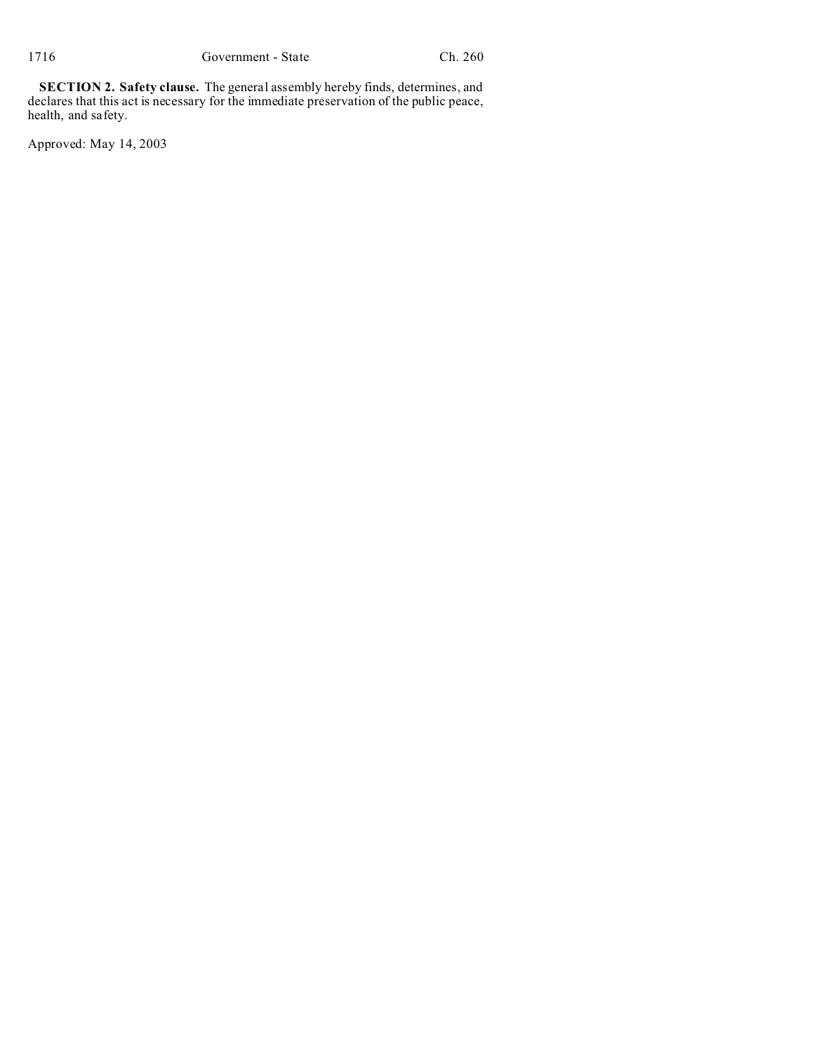**SECTION 2. Safety clause.** The general assembly hereby finds, determines, and declares that this act is necessary for the immediate preservation of the public peace, health, and safety.

Approved: May 14, 2003